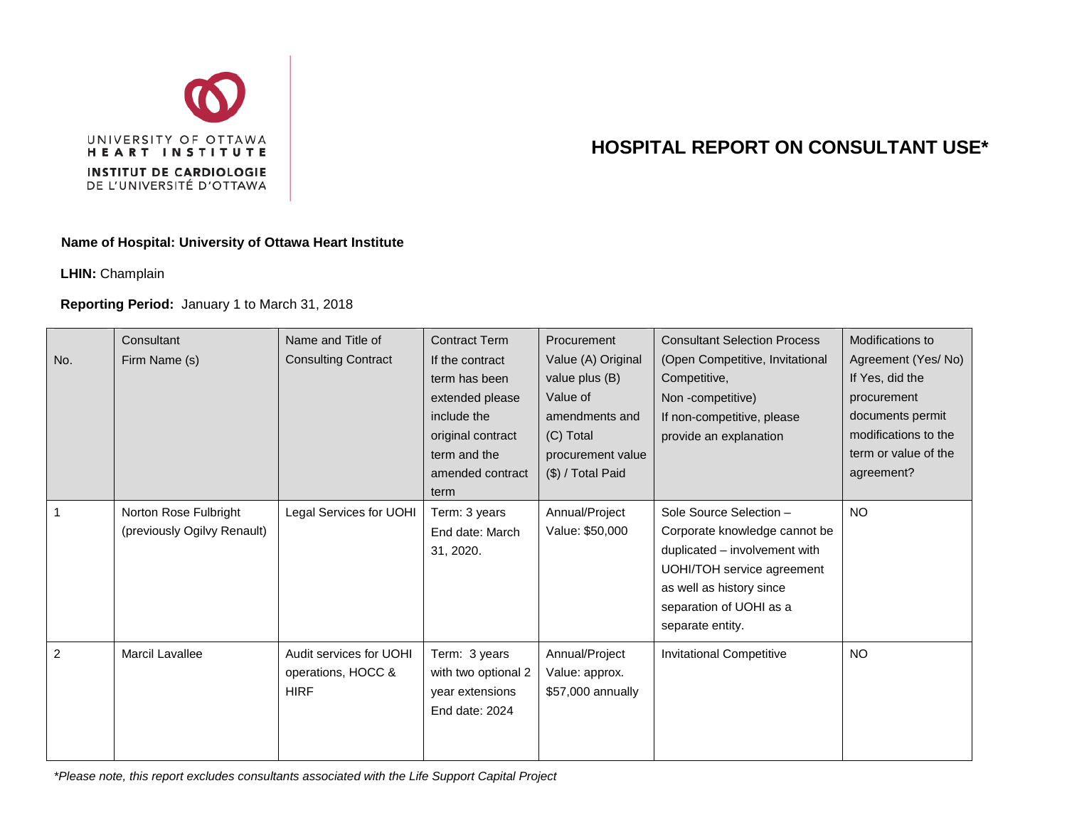UNIVERSITY OF OTTAWA
HEART INSTITUTE
INSTITUT DE CARDIOLOGIE
DE L'UNIVERSITÉ D'OTTAWA

# HOSPITAL REPORT ON CONSULTANT USE*

**Name of Hospital: University of Ottawa Heart Institute**

**LHIN:** Champlain

**Reporting Period:** January 1 to March 31, 2018

| No. | Consultant Firm Name (s) | Name and Title of Consulting Contract | Contract Term If the contract term has been extended please include the original contract term and the amended contract term | Procurement Value (A) Original value plus (B) Value of amendments and (C) Total procurement value ($) / Total Paid | Consultant Selection Process (Open Competitive, Invitational Competitive, Non -competitive) If non-competitive, please provide an explanation | Modifications to Agreement (Yes/ No) If Yes, did the procurement documents permit modifications to the term or value of the agreement? |
|---|---|---|---|---|---|---|
| 1 | Norton Rose Fulbright (previously Ogilvy Renault) | Legal Services for UOHI | Term: 3 years End date: March 31, 2020. | Annual/Project Value: $50,000 | Sole Source Selection – Corporate knowledge cannot be duplicated – involvement with UOHI/TOH service agreement as well as history since separation of UOHI as a separate entity. | NO |
| 2 | Marcil Lavallee | Audit services for UOHI operations, HOCC & HIRF | Term: 3 years with two optional 2 year extensions End date: 2024 | Annual/Project Value: approx. $57,000 annually | Invitational Competitive | NO |

*\*Please note, this report excludes consultants associated with the Life Support Capital Project*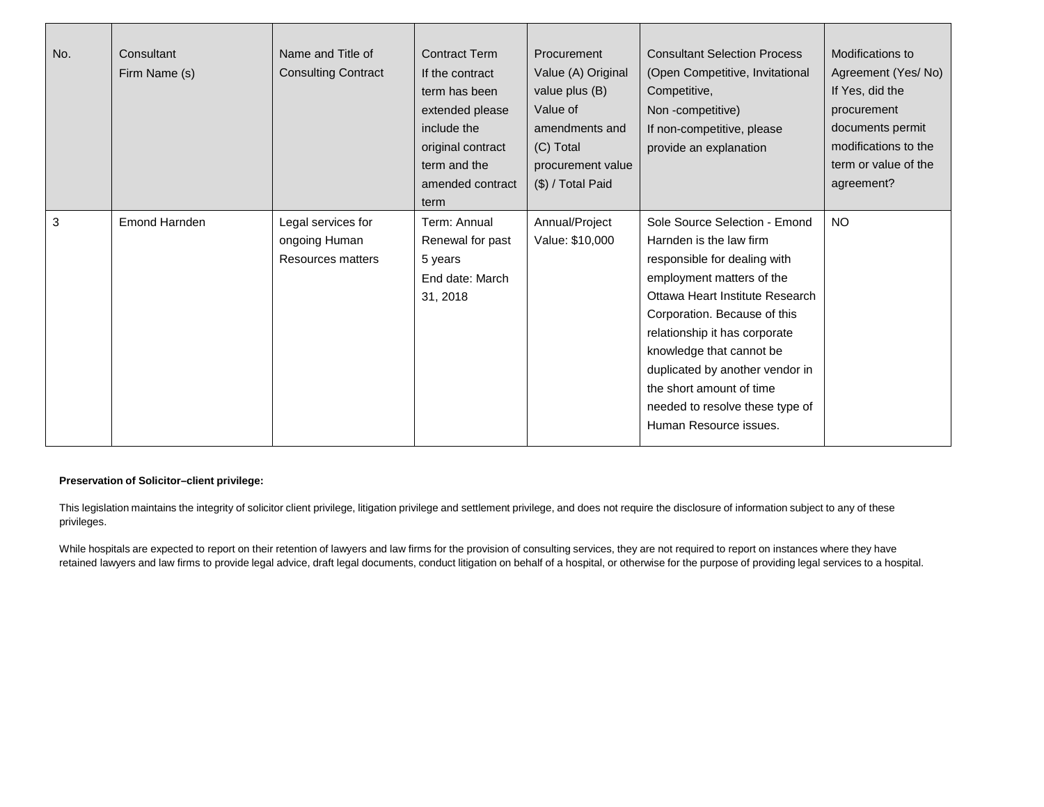| No. | Consultant Firm Name (s) | Name and Title of Consulting Contract | Contract Term If the contract term has been extended please include the original contract term and the amended contract term | Procurement Value (A) Original value plus (B) Value of amendments and (C) Total procurement value ($) / Total Paid | Consultant Selection Process (Open Competitive, Invitational Competitive, Non -competitive) If non-competitive, please provide an explanation | Modifications to Agreement (Yes/ No) If Yes, did the procurement documents permit modifications to the term or value of the agreement? |
|---|---|---|---|---|---|---|
| 3 | Emond Harnden | Legal services for ongoing Human Resources matters | Term: Annual Renewal for past 5 years<br>End date: March 31, 2018 | Annual/Project Value: $10,000 | Sole Source Selection - Emond Harnden is the law firm responsible for dealing with employment matters of the Ottawa Heart Institute Research Corporation. Because of this relationship it has corporate knowledge that cannot be duplicated by another vendor in the short amount of time needed to resolve these type of Human Resource issues. | NO |

**Preservation of Solicitor–client privilege:**

This legislation maintains the integrity of solicitor client privilege, litigation privilege and settlement privilege, and does not require the disclosure of information subject to any of these privileges.

While hospitals are expected to report on their retention of lawyers and law firms for the provision of consulting services, they are not required to report on instances where they have retained lawyers and law firms to provide legal advice, draft legal documents, conduct litigation on behalf of a hospital, or otherwise for the purpose of providing legal services to a hospital.